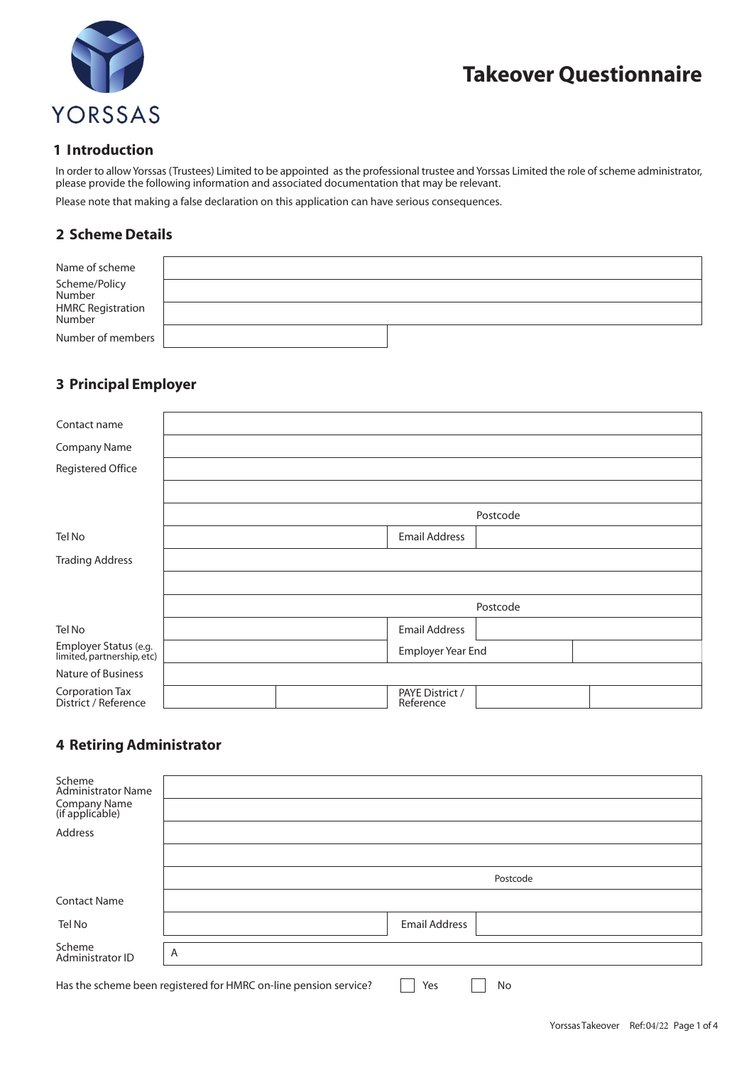YORSSAS

# Takeover Questionnaire

## 1 Introduction

In order to allow Yorssas (Trustees) Limited to be appointed as the professional trustee and Yorssas Limited the role of scheme administrator, please provide the following information and associated documentation that may be relevant.

Please note that making a false declaration on this application can have serious consequences.

## 2 Scheme Details

| | |
|---|---|
| Name of scheme | |
| Scheme/Policy Number | |
| HMRC Registration Number | |
| Number of members | |

## 3 Principal Employer

| | | | | |
|---|---|---|---|---|
| Contact name | | | | |
| Company Name | | | | |
| Registered Office | | | | |
| | | | | |
| | | Postcode | | |
| Tel No | | Email Address | | |
| Trading Address | | | | |
| | | | | |
| | | Postcode | | |
| Tel No | | Email Address | | |
| Employer Status (e.g. limited, partnership, etc) | | Employer Year End | | |
| Nature of Business | | | | |
| Corporation Tax District / Reference | | PAYE District / Reference | | |

## 4 Retiring Administrator

| | | | |
|---|---|---|---|
| Scheme Administrator Name | | | |
| Company Name (if applicable) | | | |
| Address | | | |
| | | | |
| | | Postcode | |
| Contact Name | | | |
| Tel No | | Email Address | |
| Scheme Administrator ID | A | | |

Has the scheme been registered for HMRC on-line pension service? ☐ Yes ☐ No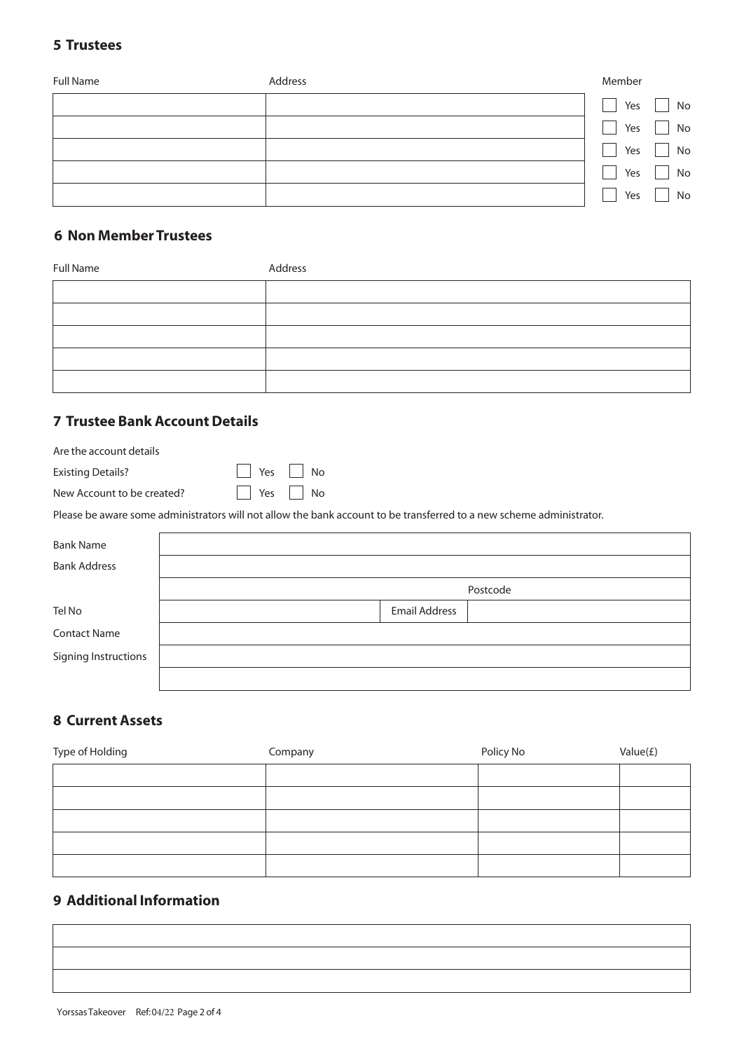## 5 Trustees

| Full Name | Address | Member |
|---|---|---|
| | | ☐ Yes ☐ No |
| | | ☐ Yes ☐ No |
| | | ☐ Yes ☐ No |
| | | ☐ Yes ☐ No |
| | | ☐ Yes ☐ No |

## 6 Non Member Trustees

| Full Name | Address |
|---|---|
| | |
| | |
| | |
| | |
| | |

## 7 Trustee Bank Account Details

Are the account details

Existing Details? ☐ Yes ☐ No

New Account to be created? ☐ Yes ☐ No

Please be aware some administrators will not allow the bank account to be transferred to a new scheme administrator.

| | | | |
|---|---|---|---|
| Bank Name | | | |
| Bank Address | | | |
| | | Postcode | |
| Tel No | | Email Address | |
| Contact Name | | | |
| Signing Instructions | | | |
| | | | |

## 8 Current Assets

| Type of Holding | Company | Policy No | Value(£) |
|---|---|---|---|
| | | | |
| | | | |
| | | | |
| | | | |
| | | | |

## 9 Additional Information

| |
|---|
| |
| |
| |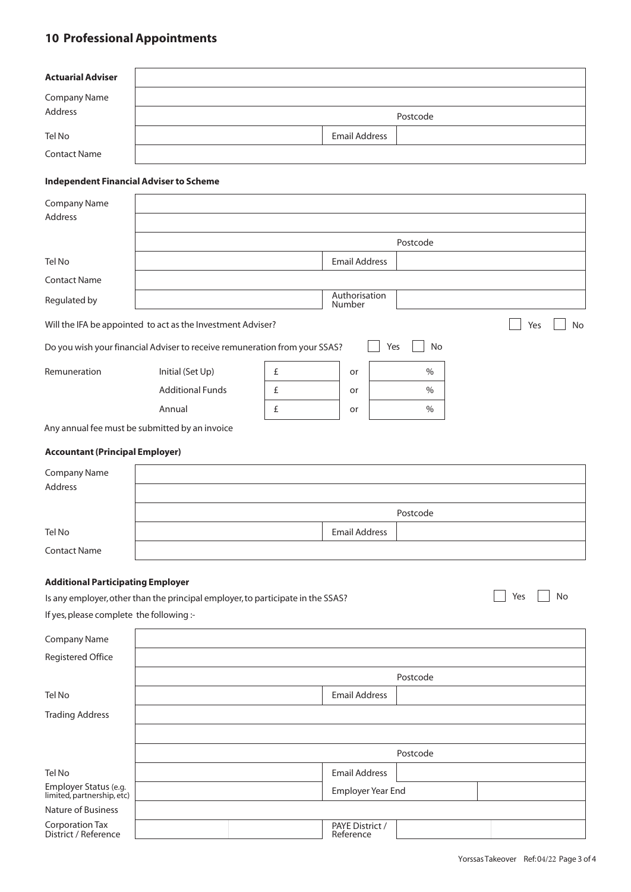## 10 Professional Appointments

| **Actuarial Adviser** | | | |
|---|---|---|---|
| Company Name | | | |
| Address | | Postcode | |
| Tel No | | Email Address | |
| Contact Name | | | |

### Independent Financial Adviser to Scheme

| Company Name | | | |
|---|---|---|---|
| Address | | | |
| | | Postcode | |
| Tel No | | Email Address | |
| Contact Name | | | |
| Regulated by | | Authorisation Number | |

Will the IFA be appointed to act as the Investment Adviser? ☐ Yes ☐ No

Do you wish your financial Adviser to receive remuneration from your SSAS? ☐ Yes ☐ No

| Remuneration | | | | |
|---|---|---|---|---|
| | Initial (Set Up) | £ | or | % |
| | Additional Funds | £ | or | % |
| | Annual | £ | or | % |

Any annual fee must be submitted by an invoice

### Accountant (Principal Employer)

| Company Name | | | |
|---|---|---|---|
| Address | | | |
| | | Postcode | |
| Tel No | | Email Address | |
| Contact Name | | | |

### Additional Participating Employer

Is any employer, other than the principal employer, to participate in the SSAS? ☐ Yes ☐ No

If yes, please complete the following :-

| Company Name | | | | |
|---|---|---|---|---|
| Registered Office | | | | |
| | | Postcode | | |
| Tel No | | Email Address | | |
| Trading Address | | | | |
| | | | | |
| | | Postcode | | |
| Tel No | | Email Address | | |
| Employer Status (e.g. limited, partnership, etc) | | Employer Year End | | |
| Nature of Business | | | | |
| Corporation Tax District / Reference | | PAYE District / Reference | | |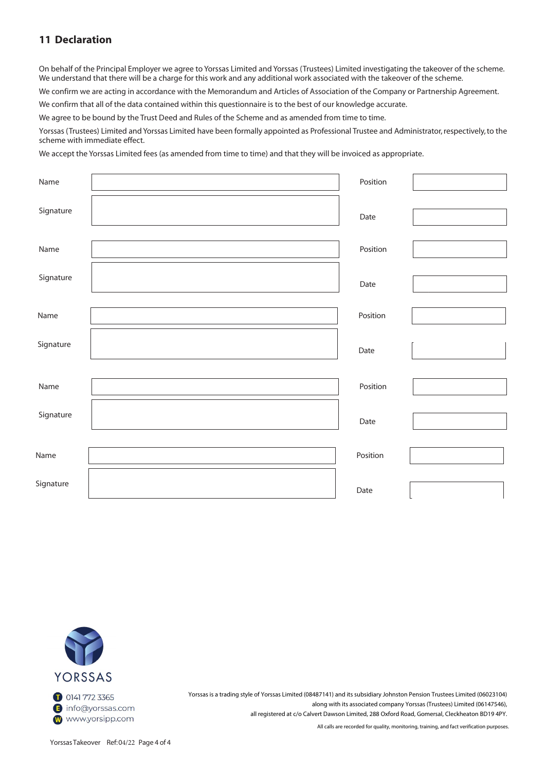## 11 Declaration

On behalf of the Principal Employer we agree to Yorssas Limited and Yorssas (Trustees) Limited investigating the takeover of the scheme. We understand that there will be a charge for this work and any additional work associated with the takeover of the scheme.

We confirm we are acting in accordance with the Memorandum and Articles of Association of the Company or Partnership Agreement.

We confirm that all of the data contained within this questionnaire is to the best of our knowledge accurate.

We agree to be bound by the Trust Deed and Rules of the Scheme and as amended from time to time.

Yorssas (Trustees) Limited and Yorssas Limited have been formally appointed as Professional Trustee and Administrator, respectively, to the scheme with immediate effect.

We accept the Yorssas Limited fees (as amended from time to time) and that they will be invoiced as appropriate.

| | | | |
|---|---|---|---|
| Name | | Position | |
| Signature | | Date | |
| Name | | Position | |
| Signature | | Date | |
| Name | | Position | |
| Signature | | Date | |
| Name | | Position | |
| Signature | | Date | |
| Name | | Position | |
| Signature | | Date | |

YORSSAS

T 0141 772 3365
E info@yorssas.com
W www.yorsipp.com

Yorssas is a trading style of Yorssas Limited (08487141) and its subsidiary Johnston Pension Trustees Limited (06023104) along with its associated company Yorssas (Trustees) Limited (06147546), all registered at c/o Calvert Dawson Limited, 288 Oxford Road, Gomersal, Cleckheaton BD19 4PY.

All calls are recorded for quality, monitoring, training, and fact verification purposes.